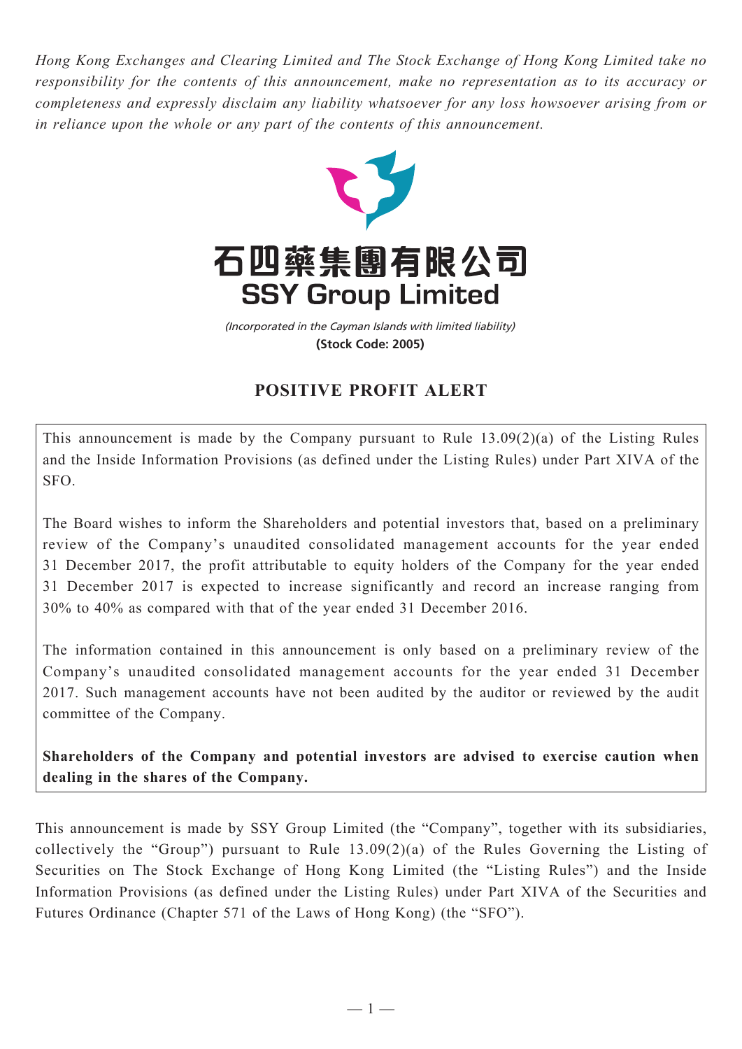*Hong Kong Exchanges and Clearing Limited and The Stock Exchange of Hong Kong Limited take no responsibility for the contents of this announcement, make no representation as to its accuracy or completeness and expressly disclaim any liability whatsoever for any loss howsoever arising from or in reliance upon the whole or any part of the contents of this announcement.*

**石四藥集團有限公司**

**SSY Group Limited**

*(Incorporated in the Cayman Islands with limited liability)*

**(Stock Code: 2005)**

## POSITIVE PROFIT ALERT

This announcement is made by the Company pursuant to Rule 13.09(2)(a) of the Listing Rules and the Inside Information Provisions (as defined under the Listing Rules) under Part XIVA of the SFO.

The Board wishes to inform the Shareholders and potential investors that, based on a preliminary review of the Company's unaudited consolidated management accounts for the year ended 31 December 2017, the profit attributable to equity holders of the Company for the year ended 31 December 2017 is expected to increase significantly and record an increase ranging from 30% to 40% as compared with that of the year ended 31 December 2016.

The information contained in this announcement is only based on a preliminary review of the Company's unaudited consolidated management accounts for the year ended 31 December 2017. Such management accounts have not been audited by the auditor or reviewed by the audit committee of the Company.

**Shareholders of the Company and potential investors are advised to exercise caution when dealing in the shares of the Company.**

This announcement is made by SSY Group Limited (the "Company", together with its subsidiaries, collectively the "Group") pursuant to Rule 13.09(2)(a) of the Rules Governing the Listing of Securities on The Stock Exchange of Hong Kong Limited (the "Listing Rules") and the Inside Information Provisions (as defined under the Listing Rules) under Part XIVA of the Securities and Futures Ordinance (Chapter 571 of the Laws of Hong Kong) (the "SFO").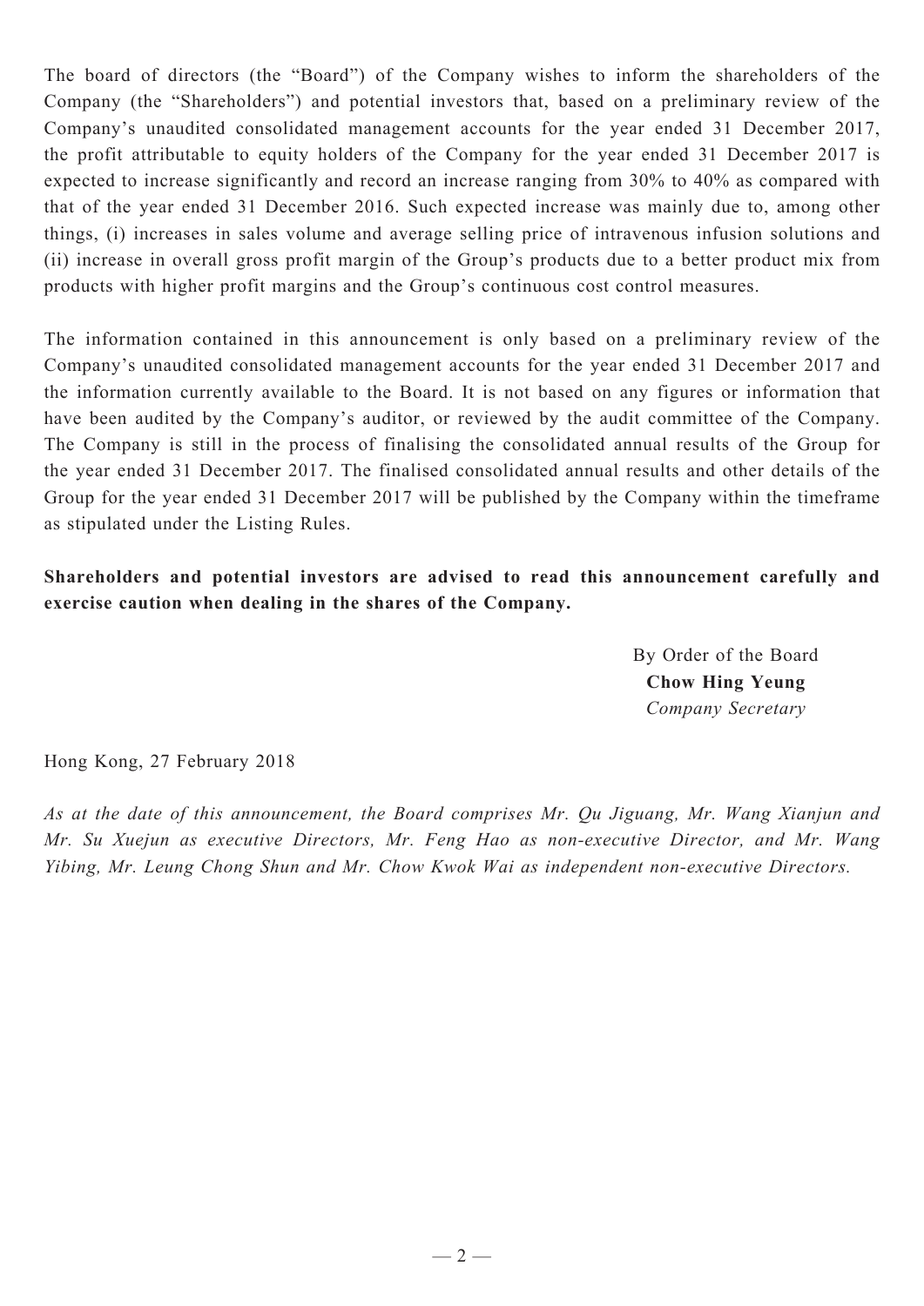The board of directors (the "Board") of the Company wishes to inform the shareholders of the Company (the "Shareholders") and potential investors that, based on a preliminary review of the Company's unaudited consolidated management accounts for the year ended 31 December 2017, the profit attributable to equity holders of the Company for the year ended 31 December 2017 is expected to increase significantly and record an increase ranging from 30% to 40% as compared with that of the year ended 31 December 2016. Such expected increase was mainly due to, among other things, (i) increases in sales volume and average selling price of intravenous infusion solutions and (ii) increase in overall gross profit margin of the Group's products due to a better product mix from products with higher profit margins and the Group's continuous cost control measures.

The information contained in this announcement is only based on a preliminary review of the Company's unaudited consolidated management accounts for the year ended 31 December 2017 and the information currently available to the Board. It is not based on any figures or information that have been audited by the Company's auditor, or reviewed by the audit committee of the Company. The Company is still in the process of finalising the consolidated annual results of the Group for the year ended 31 December 2017. The finalised consolidated annual results and other details of the Group for the year ended 31 December 2017 will be published by the Company within the timeframe as stipulated under the Listing Rules.

**Shareholders and potential investors are advised to read this announcement carefully and exercise caution when dealing in the shares of the Company.**

By Order of the Board
**Chow Hing Yeung**
*Company Secretary*

Hong Kong, 27 February 2018

*As at the date of this announcement, the Board comprises Mr. Qu Jiguang, Mr. Wang Xianjun and Mr. Su Xuejun as executive Directors, Mr. Feng Hao as non-executive Director, and Mr. Wang Yibing, Mr. Leung Chong Shun and Mr. Chow Kwok Wai as independent non-executive Directors.*